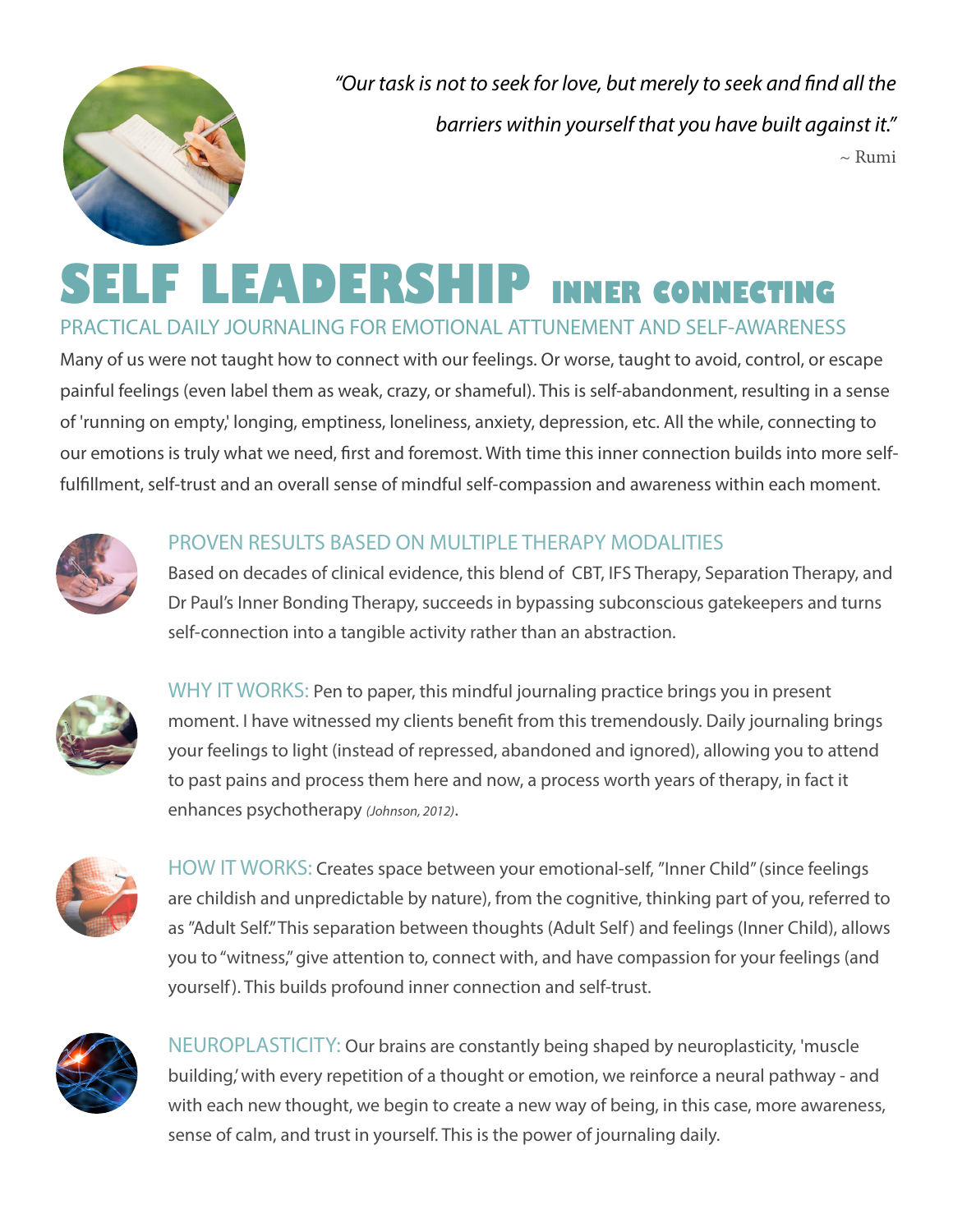*"Our task is not to seek for love, but merely to seek and find all the barriers within yourself that you have built against it."*

~ Rumi

# SELF LEADERSHIP INNER CONNECTING

## PRACTICAL DAILY JOURNALING FOR EMOTIONAL ATTUNEMENT AND SELF-AWARENESS

Many of us were not taught how to connect with our feelings. Or worse, taught to avoid, control, or escape painful feelings (even label them as weak, crazy, or shameful). This is self-abandonment, resulting in a sense of 'running on empty,' longing, emptiness, loneliness, anxiety, depression, etc. All the while, connecting to our emotions is truly what we need, first and foremost. With time this inner connection builds into more self-fulfillment, self-trust and an overall sense of mindful self-compassion and awareness within each moment.

### PROVEN RESULTS BASED ON MULTIPLE THERAPY MODALITIES

Based on decades of clinical evidence, this blend of CBT, IFS Therapy, Separation Therapy, and Dr Paul's Inner Bonding Therapy, succeeds in bypassing subconscious gatekeepers and turns self-connection into a tangible activity rather than an abstraction.

**WHY IT WORKS:** Pen to paper, this mindful journaling practice brings you in present moment. I have witnessed my clients benefit from this tremendously. Daily journaling brings your feelings to light (instead of repressed, abandoned and ignored), allowing you to attend to past pains and process them here and now, a process worth years of therapy, in fact it enhances psychotherapy *(Johnson, 2012)*.

**HOW IT WORKS:** Creates space between your emotional-self, "Inner Child" (since feelings are childish and unpredictable by nature), from the cognitive, thinking part of you, referred to as "Adult Self." This separation between thoughts (Adult Self) and feelings (Inner Child), allows you to "witness," give attention to, connect with, and have compassion for your feelings (and yourself). This builds profound inner connection and self-trust.

**NEUROPLASTICITY:** Our brains are constantly being shaped by neuroplasticity, 'muscle building,' with every repetition of a thought or emotion, we reinforce a neural pathway - and with each new thought, we begin to create a new way of being, in this case, more awareness, sense of calm, and trust in yourself. This is the power of journaling daily.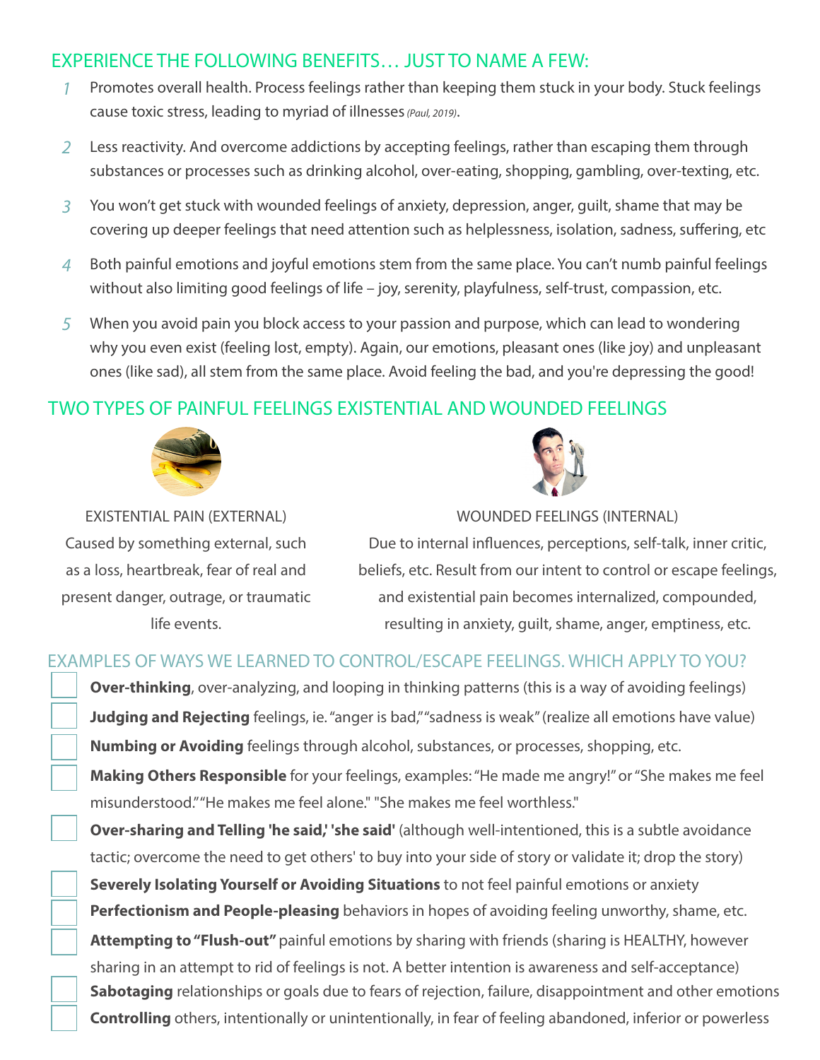## EXPERIENCE THE FOLLOWING BENEFITS… JUST TO NAME A FEW:

1. Promotes overall health. Process feelings rather than keeping them stuck in your body. Stuck feelings cause toxic stress, leading to myriad of illnesses *(Paul, 2019)*.
2. Less reactivity. And overcome addictions by accepting feelings, rather than escaping them through substances or processes such as drinking alcohol, over-eating, shopping, gambling, over-texting, etc.
3. You won't get stuck with wounded feelings of anxiety, depression, anger, guilt, shame that may be covering up deeper feelings that need attention such as helplessness, isolation, sadness, suffering, etc
4. Both painful emotions and joyful emotions stem from the same place. You can't numb painful feelings without also limiting good feelings of life – joy, serenity, playfulness, self-trust, compassion, etc.
5. When you avoid pain you block access to your passion and purpose, which can lead to wondering why you even exist (feeling lost, empty). Again, our emotions, pleasant ones (like joy) and unpleasant ones (like sad), all stem from the same place. Avoid feeling the bad, and you're depressing the good!

## TWO TYPES OF PAINFUL FEELINGS EXISTENTIAL AND WOUNDED FEELINGS

**EXISTENTIAL PAIN (EXTERNAL)**
Caused by something external, such as a loss, heartbreak, fear of real and present danger, outrage, or traumatic life events.

**WOUNDED FEELINGS (INTERNAL)**
Due to internal influences, perceptions, self-talk, inner critic, beliefs, etc. Result from our intent to control or escape feelings, and existential pain becomes internalized, compounded, resulting in anxiety, guilt, shame, anger, emptiness, etc.

## EXAMPLES OF WAYS WE LEARNED TO CONTROL/ESCAPE FEELINGS. WHICH APPLY TO YOU?

- [ ] **Over-thinking**, over-analyzing, and looping in thinking patterns (this is a way of avoiding feelings)
- [ ] **Judging and Rejecting** feelings, ie. "anger is bad," "sadness is weak" (realize all emotions have value)
- [ ] **Numbing or Avoiding** feelings through alcohol, substances, or processes, shopping, etc.
- [ ] **Making Others Responsible** for your feelings, examples: "He made me angry!" or "She makes me feel misunderstood." "He makes me feel alone." "She makes me feel worthless."
- [ ] **Over-sharing and Telling 'he said,' 'she said'** (although well-intentioned, this is a subtle avoidance tactic; overcome the need to get others' to buy into your side of story or validate it; drop the story)
- [ ] **Severely Isolating Yourself or Avoiding Situations** to not feel painful emotions or anxiety
- [ ] **Perfectionism and People-pleasing** behaviors in hopes of avoiding feeling unworthy, shame, etc.
- [ ] **Attempting to "Flush-out"** painful emotions by sharing with friends (sharing is HEALTHY, however sharing in an attempt to rid of feelings is not. A better intention is awareness and self-acceptance)
- [ ] **Sabotaging** relationships or goals due to fears of rejection, failure, disappointment and other emotions
- [ ] **Controlling** others, intentionally or unintentionally, in fear of feeling abandoned, inferior or powerless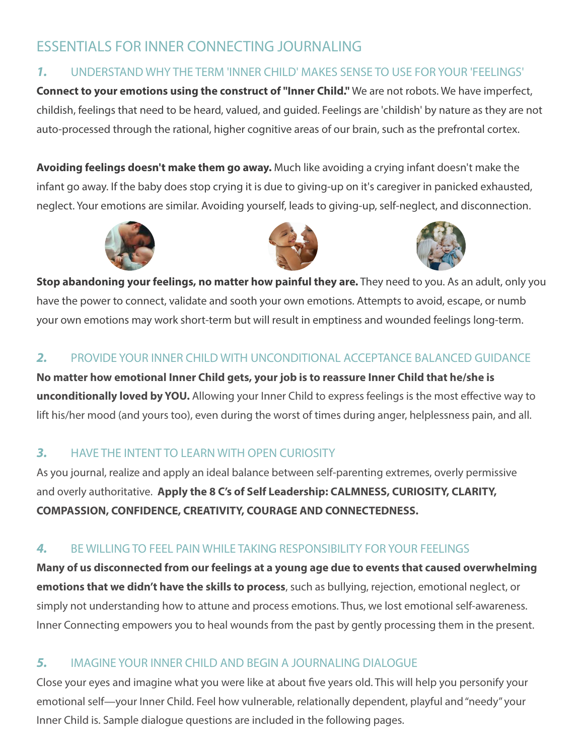# ESSENTIALS FOR INNER CONNECTING JOURNALING

## *1.* UNDERSTAND WHY THE TERM 'INNER CHILD' MAKES SENSE TO USE FOR YOUR 'FEELINGS'

**Connect to your emotions using the construct of "Inner Child."** We are not robots. We have imperfect, childish, feelings that need to be heard, valued, and guided. Feelings are 'childish' by nature as they are not auto-processed through the rational, higher cognitive areas of our brain, such as the prefrontal cortex.

**Avoiding feelings doesn't make them go away.** Much like avoiding a crying infant doesn't make the infant go away. If the baby does stop crying it is due to giving-up on it's caregiver in panicked exhausted, neglect. Your emotions are similar. Avoiding yourself, leads to giving-up, self-neglect, and disconnection.

**Stop abandoning your feelings, no matter how painful they are.** They need to you. As an adult, only you have the power to connect, validate and sooth your own emotions. Attempts to avoid, escape, or numb your own emotions may work short-term but will result in emptiness and wounded feelings long-term.

## *2.* PROVIDE YOUR INNER CHILD WITH UNCONDITIONAL ACCEPTANCE BALANCED GUIDANCE

**No matter how emotional Inner Child gets, your job is to reassure Inner Child that he/she is unconditionally loved by YOU.** Allowing your Inner Child to express feelings is the most effective way to lift his/her mood (and yours too), even during the worst of times during anger, helplessness pain, and all.

## *3.* HAVE THE INTENT TO LEARN WITH OPEN CURIOSITY

As you journal, realize and apply an ideal balance between self-parenting extremes, overly permissive and overly authoritative. **Apply the 8 C's of Self Leadership: CALMNESS, CURIOSITY, CLARITY, COMPASSION, CONFIDENCE, CREATIVITY, COURAGE AND CONNECTEDNESS.**

## *4.* BE WILLING TO FEEL PAIN WHILE TAKING RESPONSIBILITY FOR YOUR FEELINGS

**Many of us disconnected from our feelings at a young age due to events that caused overwhelming emotions that we didn't have the skills to process**, such as bullying, rejection, emotional neglect, or simply not understanding how to attune and process emotions. Thus, we lost emotional self-awareness. Inner Connecting empowers you to heal wounds from the past by gently processing them in the present.

## *5.* IMAGINE YOUR INNER CHILD AND BEGIN A JOURNALING DIALOGUE

Close your eyes and imagine what you were like at about five years old. This will help you personify your emotional self—your Inner Child. Feel how vulnerable, relationally dependent, playful and "needy" your Inner Child is. Sample dialogue questions are included in the following pages.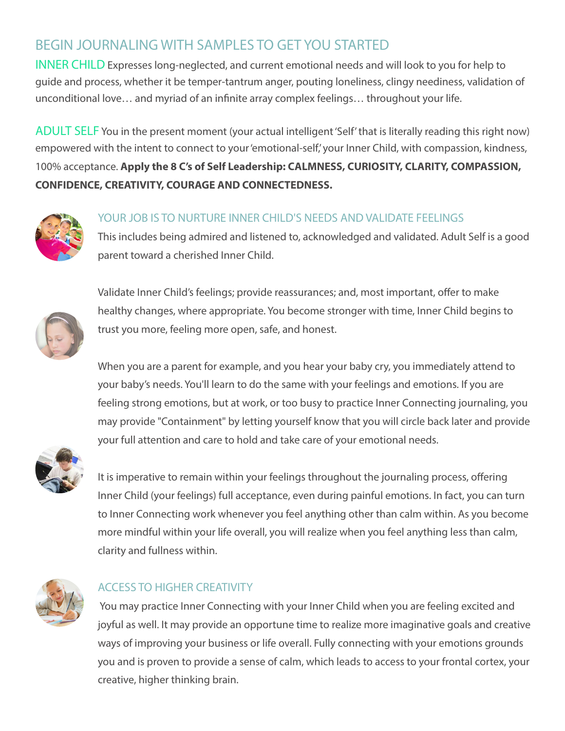## BEGIN JOURNALING WITH SAMPLES TO GET YOU STARTED

INNER CHILD Expresses long-neglected, and current emotional needs and will look to you for help to guide and process, whether it be temper-tantrum anger, pouting loneliness, clingy neediness, validation of unconditional love… and myriad of an infinite array complex feelings… throughout your life.

ADULT SELF You in the present moment (your actual intelligent 'Self' that is literally reading this right now) empowered with the intent to connect to your 'emotional-self,' your Inner Child, with compassion, kindness, 100% acceptance. **Apply the 8 C's of Self Leadership: CALMNESS, CURIOSITY, CLARITY, COMPASSION, CONFIDENCE, CREATIVITY, COURAGE AND CONNECTEDNESS.**

### YOUR JOB IS TO NURTURE INNER CHILD'S NEEDS AND VALIDATE FEELINGS

This includes being admired and listened to, acknowledged and validated. Adult Self is a good parent toward a cherished Inner Child.

Validate Inner Child's feelings; provide reassurances; and, most important, offer to make healthy changes, where appropriate. You become stronger with time, Inner Child begins to trust you more, feeling more open, safe, and honest.

When you are a parent for example, and you hear your baby cry, you immediately attend to your baby's needs. You'll learn to do the same with your feelings and emotions. If you are feeling strong emotions, but at work, or too busy to practice Inner Connecting journaling, you may provide "Containment" by letting yourself know that you will circle back later and provide your full attention and care to hold and take care of your emotional needs.

It is imperative to remain within your feelings throughout the journaling process, offering Inner Child (your feelings) full acceptance, even during painful emotions. In fact, you can turn to Inner Connecting work whenever you feel anything other than calm within. As you become more mindful within your life overall, you will realize when you feel anything less than calm, clarity and fullness within.

### ACCESS TO HIGHER CREATIVITY

You may practice Inner Connecting with your Inner Child when you are feeling excited and joyful as well. It may provide an opportune time to realize more imaginative goals and creative ways of improving your business or life overall. Fully connecting with your emotions grounds you and is proven to provide a sense of calm, which leads to access to your frontal cortex, your creative, higher thinking brain.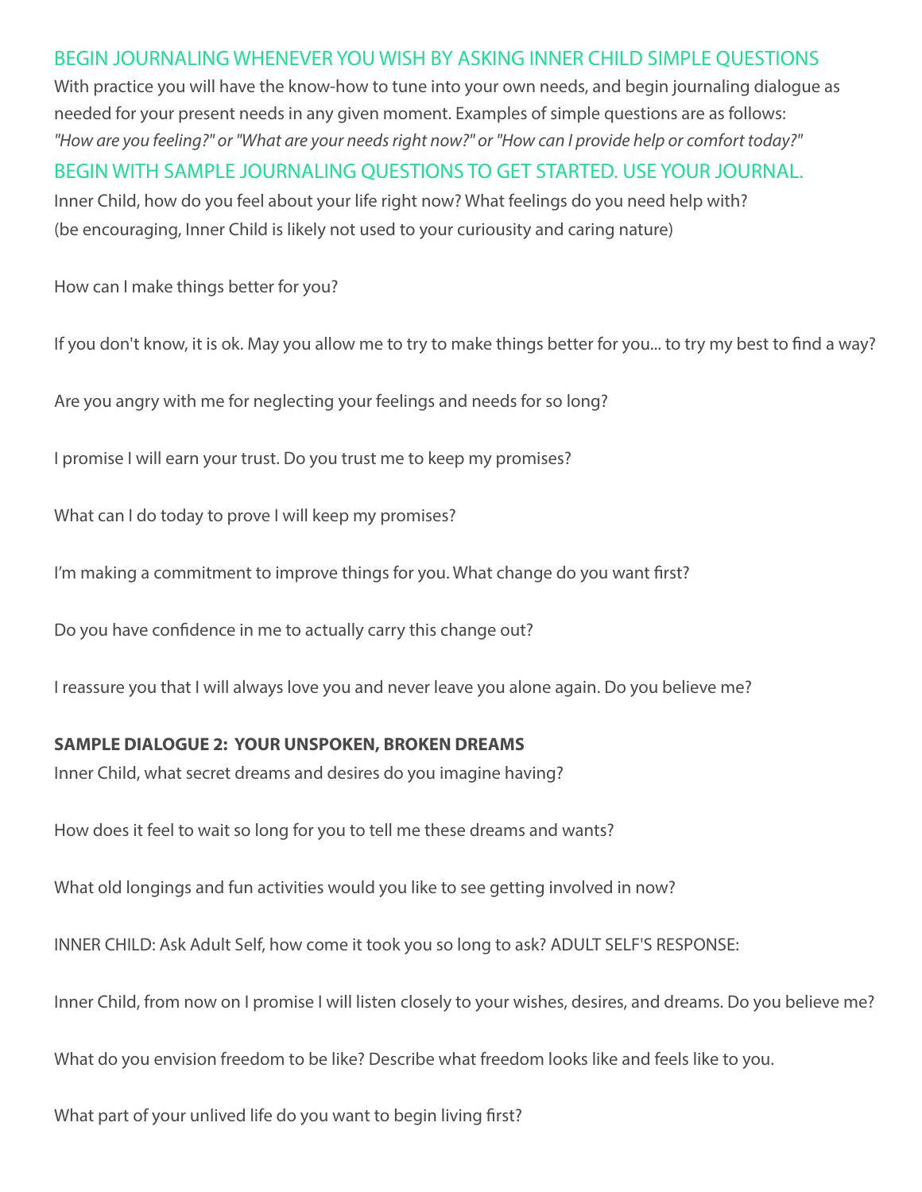## BEGIN JOURNALING WHENEVER YOU WISH BY ASKING INNER CHILD SIMPLE QUESTIONS

With practice you will have the know-how to tune into your own needs, and begin journaling dialogue as needed for your present needs in any given moment. Examples of simple questions are as follows: *"How are you feeling?" or "What are your needs right now?" or "How can I provide help or comfort today?"*

## BEGIN WITH SAMPLE JOURNALING QUESTIONS TO GET STARTED. USE YOUR JOURNAL.

Inner Child, how do you feel about your life right now? What feelings do you need help with?
(be encouraging, Inner Child is likely not used to your curiousity and caring nature)

How can I make things better for you?

If you don't know, it is ok. May you allow me to try to make things better for you... to try my best to find a way?

Are you angry with me for neglecting your feelings and needs for so long?

I promise I will earn your trust. Do you trust me to keep my promises?

What can I do today to prove I will keep my promises?

I'm making a commitment to improve things for you. What change do you want first?

Do you have confidence in me to actually carry this change out?

I reassure you that I will always love you and never leave you alone again. Do you believe me?

**SAMPLE DIALOGUE 2: YOUR UNSPOKEN, BROKEN DREAMS**

Inner Child, what secret dreams and desires do you imagine having?

How does it feel to wait so long for you to tell me these dreams and wants?

What old longings and fun activities would you like to see getting involved in now?

INNER CHILD: Ask Adult Self, how come it took you so long to ask? ADULT SELF'S RESPONSE:

Inner Child, from now on I promise I will listen closely to your wishes, desires, and dreams. Do you believe me?

What do you envision freedom to be like? Describe what freedom looks like and feels like to you.

What part of your unlived life do you want to begin living first?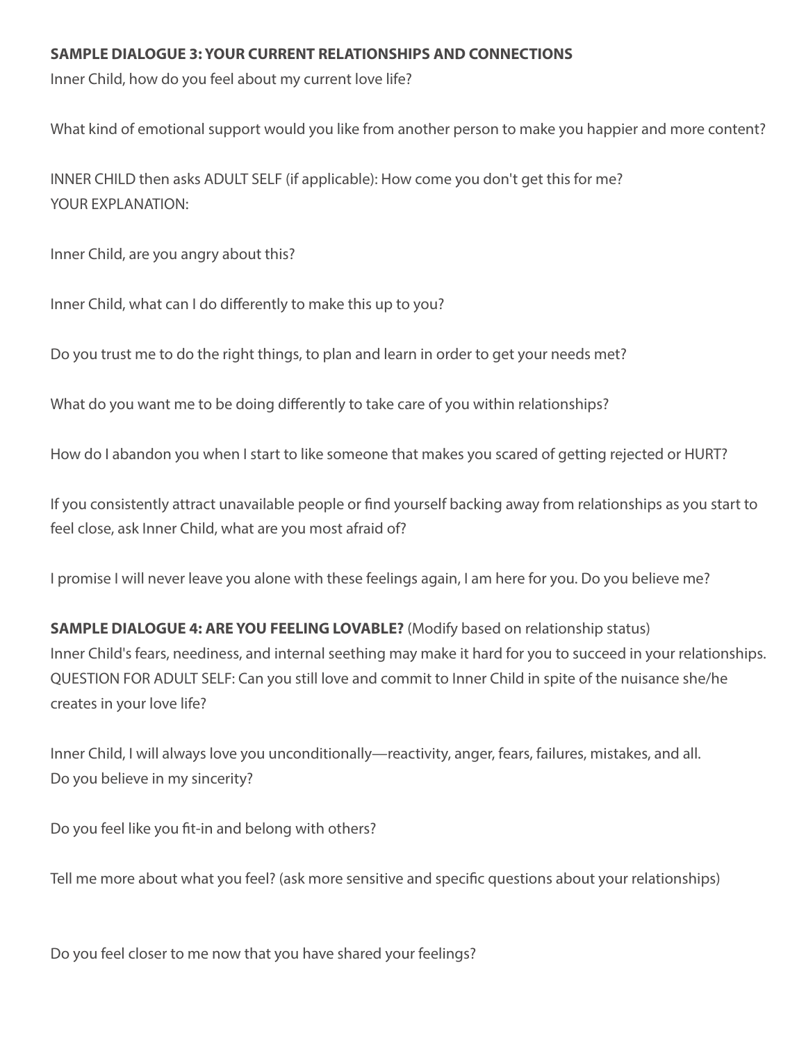**SAMPLE DIALOGUE 3: YOUR CURRENT RELATIONSHIPS AND CONNECTIONS**

Inner Child, how do you feel about my current love life?

What kind of emotional support would you like from another person to make you happier and more content?

INNER CHILD then asks ADULT SELF (if applicable): How come you don't get this for me?
YOUR EXPLANATION:

Inner Child, are you angry about this?

Inner Child, what can I do differently to make this up to you?

Do you trust me to do the right things, to plan and learn in order to get your needs met?

What do you want me to be doing differently to take care of you within relationships?

How do I abandon you when I start to like someone that makes you scared of getting rejected or HURT?

If you consistently attract unavailable people or find yourself backing away from relationships as you start to feel close, ask Inner Child, what are you most afraid of?

I promise I will never leave you alone with these feelings again, I am here for you. Do you believe me?

**SAMPLE DIALOGUE 4: ARE YOU FEELING LOVABLE?** (Modify based on relationship status)
Inner Child's fears, neediness, and internal seething may make it hard for you to succeed in your relationships.
QUESTION FOR ADULT SELF: Can you still love and commit to Inner Child in spite of the nuisance she/he creates in your love life?

Inner Child, I will always love you unconditionally—reactivity, anger, fears, failures, mistakes, and all.
Do you believe in my sincerity?

Do you feel like you fit-in and belong with others?

Tell me more about what you feel? (ask more sensitive and specific questions about your relationships)

Do you feel closer to me now that you have shared your feelings?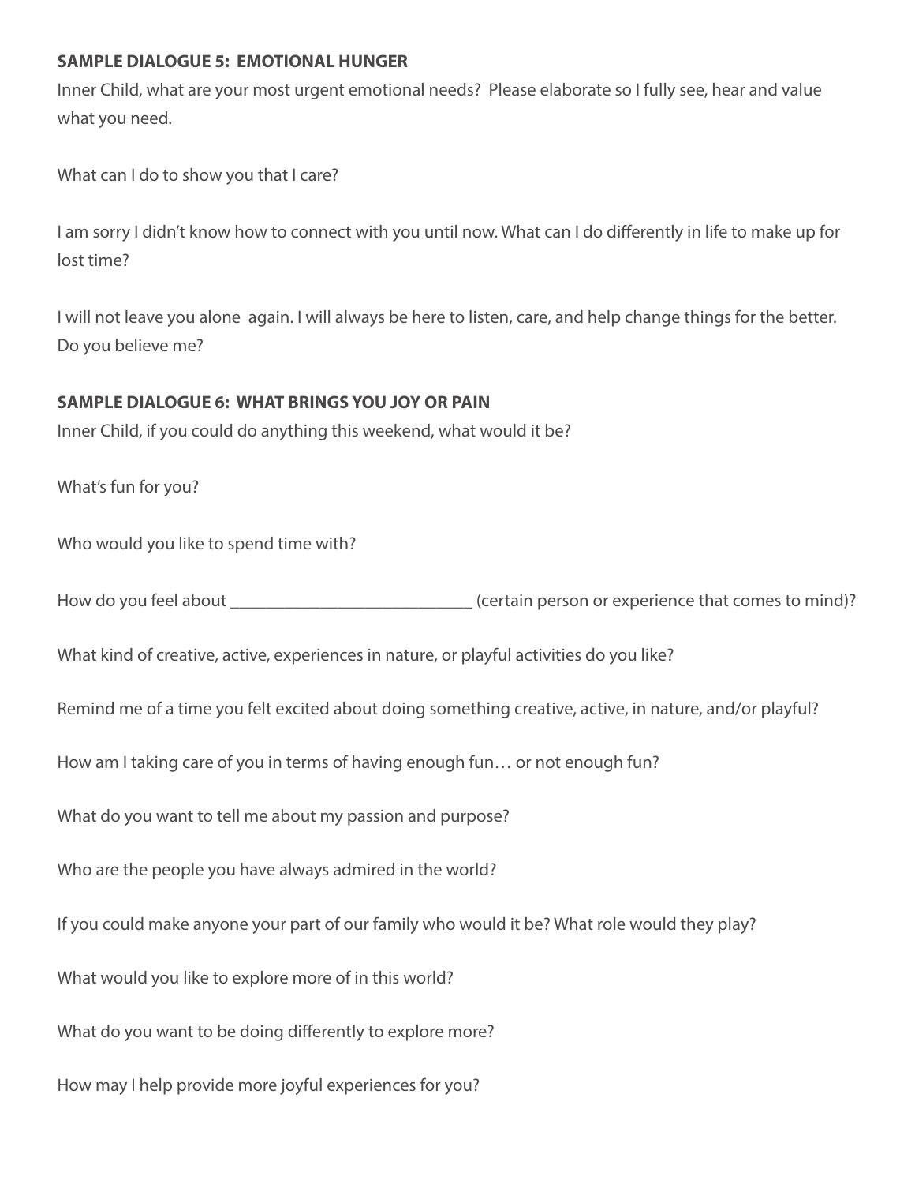**SAMPLE DIALOGUE 5: EMOTIONAL HUNGER**

Inner Child, what are your most urgent emotional needs? Please elaborate so I fully see, hear and value what you need.

What can I do to show you that I care?

I am sorry I didn't know how to connect with you until now. What can I do differently in life to make up for lost time?

I will not leave you alone again. I will always be here to listen, care, and help change things for the better. Do you believe me?

**SAMPLE DIALOGUE 6: WHAT BRINGS YOU JOY OR PAIN**

Inner Child, if you could do anything this weekend, what would it be?

What's fun for you?

Who would you like to spend time with?

How do you feel about ___________________________ (certain person or experience that comes to mind)?

What kind of creative, active, experiences in nature, or playful activities do you like?

Remind me of a time you felt excited about doing something creative, active, in nature, and/or playful?

How am I taking care of you in terms of having enough fun… or not enough fun?

What do you want to tell me about my passion and purpose?

Who are the people you have always admired in the world?

If you could make anyone your part of our family who would it be? What role would they play?

What would you like to explore more of in this world?

What do you want to be doing differently to explore more?

How may I help provide more joyful experiences for you?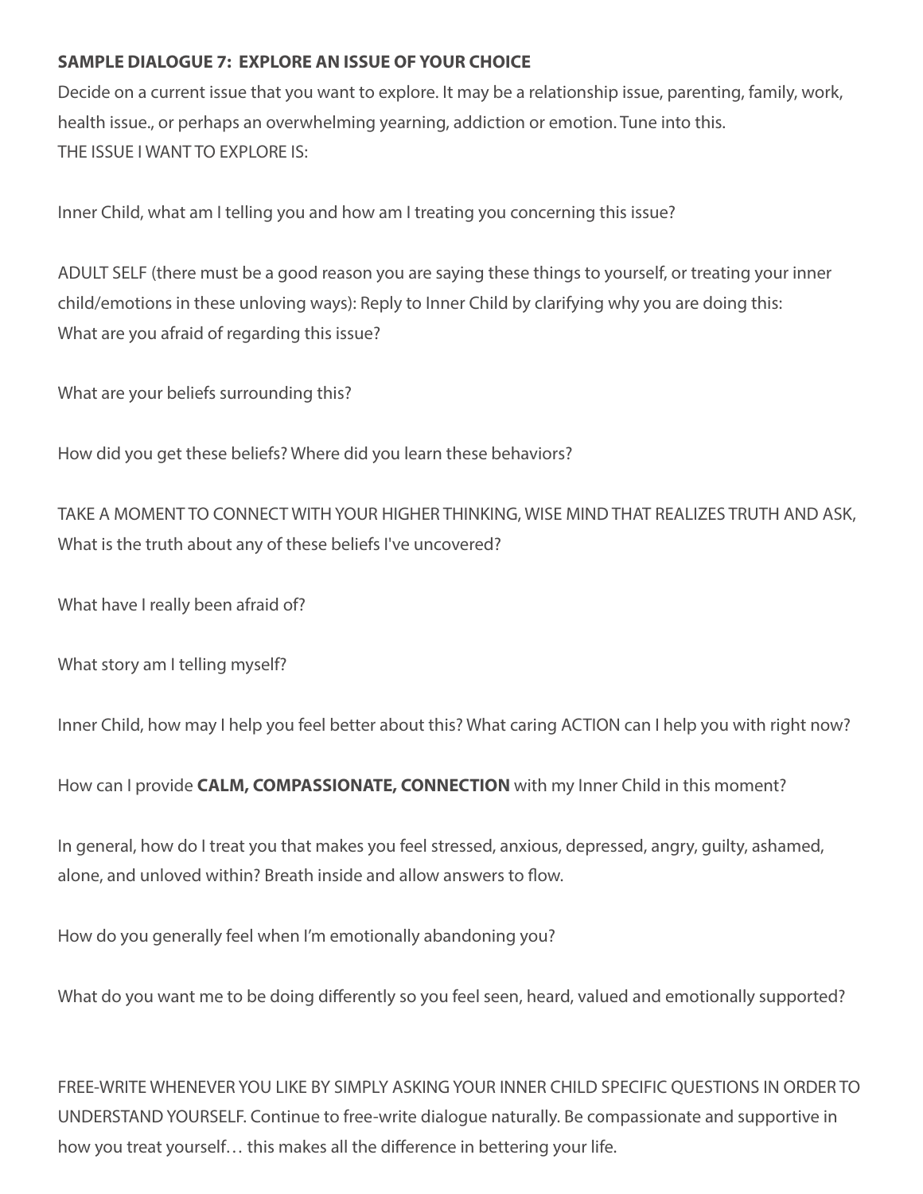**SAMPLE DIALOGUE 7: EXPLORE AN ISSUE OF YOUR CHOICE**

Decide on a current issue that you want to explore. It may be a relationship issue, parenting, family, work, health issue., or perhaps an overwhelming yearning, addiction or emotion. Tune into this.
THE ISSUE I WANT TO EXPLORE IS:

Inner Child, what am I telling you and how am I treating you concerning this issue?

ADULT SELF (there must be a good reason you are saying these things to yourself, or treating your inner child/emotions in these unloving ways): Reply to Inner Child by clarifying why you are doing this:
What are you afraid of regarding this issue?

What are your beliefs surrounding this?

How did you get these beliefs? Where did you learn these behaviors?

TAKE A MOMENT TO CONNECT WITH YOUR HIGHER THINKING, WISE MIND THAT REALIZES TRUTH AND ASK,
What is the truth about any of these beliefs I've uncovered?

What have I really been afraid of?

What story am I telling myself?

Inner Child, how may I help you feel better about this? What caring ACTION can I help you with right now?

How can I provide **CALM, COMPASSIONATE, CONNECTION** with my Inner Child in this moment?

In general, how do I treat you that makes you feel stressed, anxious, depressed, angry, guilty, ashamed, alone, and unloved within? Breath inside and allow answers to flow.

How do you generally feel when I'm emotionally abandoning you?

What do you want me to be doing differently so you feel seen, heard, valued and emotionally supported?

FREE-WRITE WHENEVER YOU LIKE BY SIMPLY ASKING YOUR INNER CHILD SPECIFIC QUESTIONS IN ORDER TO UNDERSTAND YOURSELF. Continue to free-write dialogue naturally. Be compassionate and supportive in how you treat yourself… this makes all the difference in bettering your life.